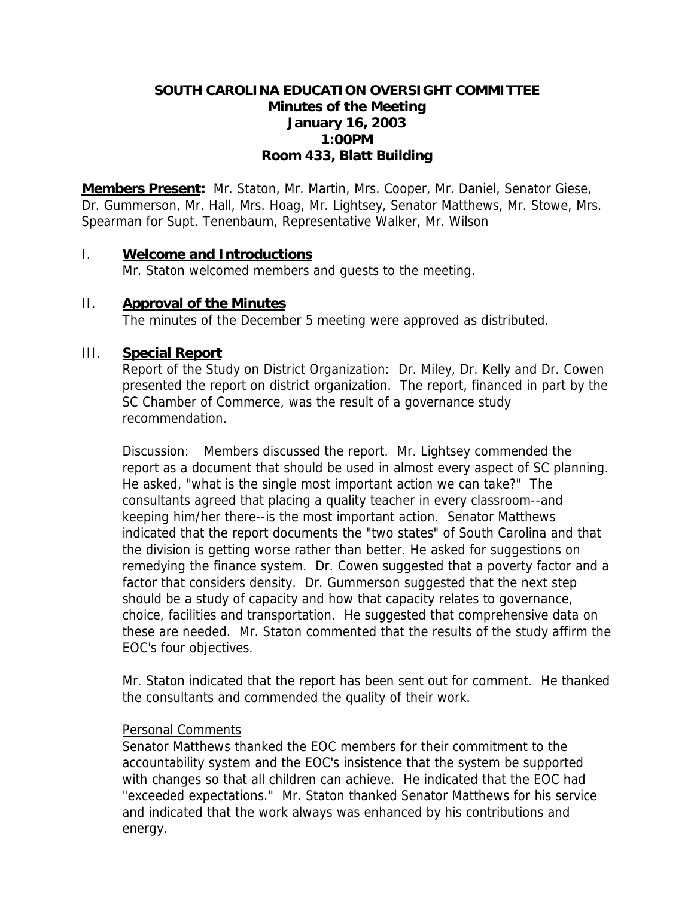# SOUTH CAROLINA EDUCATION OVERSIGHT COMMITTEE
## Minutes of the Meeting
## January 16, 2003
## 1:00PM
## Room 433, Blatt Building

**Members Present:** Mr. Staton, Mr. Martin, Mrs. Cooper, Mr. Daniel, Senator Giese, Dr. Gummerson, Mr. Hall, Mrs. Hoag, Mr. Lightsey, Senator Matthews, Mr. Stowe, Mrs. Spearman for Supt. Tenenbaum, Representative Walker, Mr. Wilson

I. **Welcome and Introductions**

Mr. Staton welcomed members and guests to the meeting.

II. **Approval of the Minutes**

The minutes of the December 5 meeting were approved as distributed.

III. **Special Report**

Report of the Study on District Organization: Dr. Miley, Dr. Kelly and Dr. Cowen presented the report on district organization. The report, financed in part by the SC Chamber of Commerce, was the result of a governance study recommendation.

Discussion: Members discussed the report. Mr. Lightsey commended the report as a document that should be used in almost every aspect of SC planning. He asked, "what is the single most important action we can take?" The consultants agreed that placing a quality teacher in every classroom--and keeping him/her there--is the most important action. Senator Matthews indicated that the report documents the "two states" of South Carolina and that the division is getting worse rather than better. He asked for suggestions on remedying the finance system. Dr. Cowen suggested that a poverty factor and a factor that considers density. Dr. Gummerson suggested that the next step should be a study of capacity and how that capacity relates to governance, choice, facilities and transportation. He suggested that comprehensive data on these are needed. Mr. Staton commented that the results of the study affirm the EOC's four objectives.

Mr. Staton indicated that the report has been sent out for comment. He thanked the consultants and commended the quality of their work.

Personal Comments

Senator Matthews thanked the EOC members for their commitment to the accountability system and the EOC's insistence that the system be supported with changes so that all children can achieve. He indicated that the EOC had "exceeded expectations." Mr. Staton thanked Senator Matthews for his service and indicated that the work always was enhanced by his contributions and energy.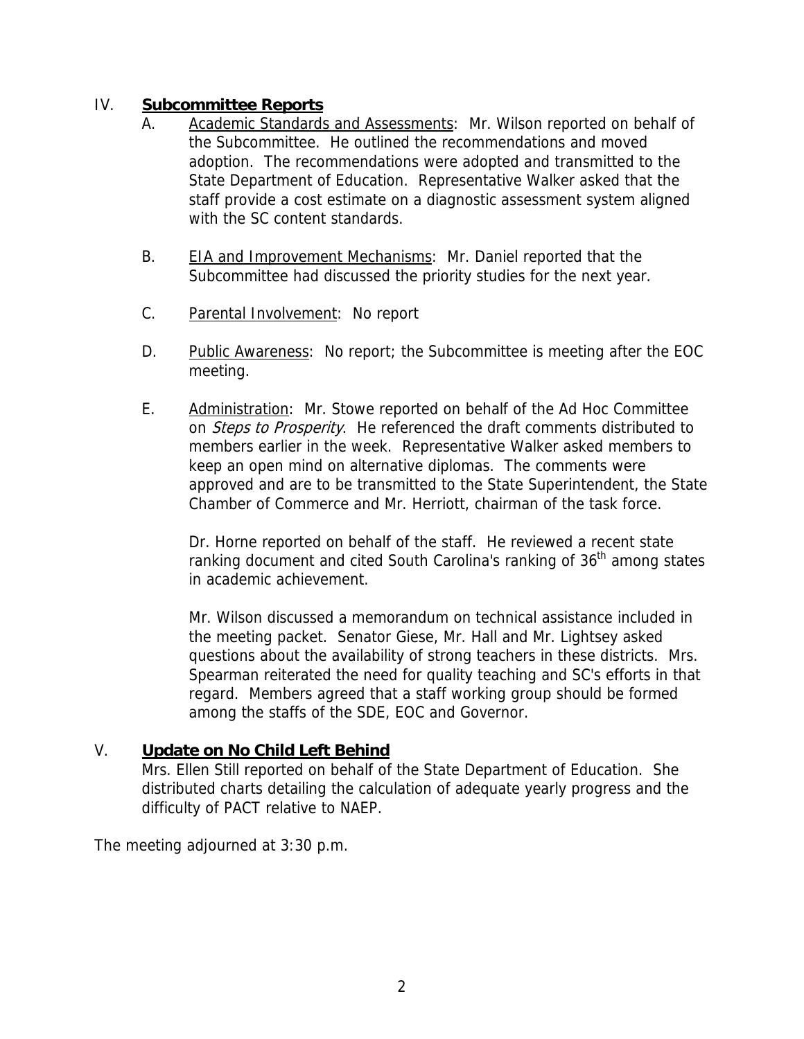## IV. **Subcommittee Reports**

A. Academic Standards and Assessments: Mr. Wilson reported on behalf of the Subcommittee. He outlined the recommendations and moved adoption. The recommendations were adopted and transmitted to the State Department of Education. Representative Walker asked that the staff provide a cost estimate on a diagnostic assessment system aligned with the SC content standards.

B. EIA and Improvement Mechanisms: Mr. Daniel reported that the Subcommittee had discussed the priority studies for the next year.

C. Parental Involvement: No report

D. Public Awareness: No report; the Subcommittee is meeting after the EOC meeting.

E. Administration: Mr. Stowe reported on behalf of the Ad Hoc Committee on *Steps to Prosperity*. He referenced the draft comments distributed to members earlier in the week. Representative Walker asked members to keep an open mind on alternative diplomas. The comments were approved and are to be transmitted to the State Superintendent, the State Chamber of Commerce and Mr. Herriott, chairman of the task force.

Dr. Horne reported on behalf of the staff. He reviewed a recent state ranking document and cited South Carolina's ranking of 36th among states in academic achievement.

Mr. Wilson discussed a memorandum on technical assistance included in the meeting packet. Senator Giese, Mr. Hall and Mr. Lightsey asked questions about the availability of strong teachers in these districts. Mrs. Spearman reiterated the need for quality teaching and SC's efforts in that regard. Members agreed that a staff working group should be formed among the staffs of the SDE, EOC and Governor.

## V. **Update on No Child Left Behind**

Mrs. Ellen Still reported on behalf of the State Department of Education. She distributed charts detailing the calculation of adequate yearly progress and the difficulty of PACT relative to NAEP.

The meeting adjourned at 3:30 p.m.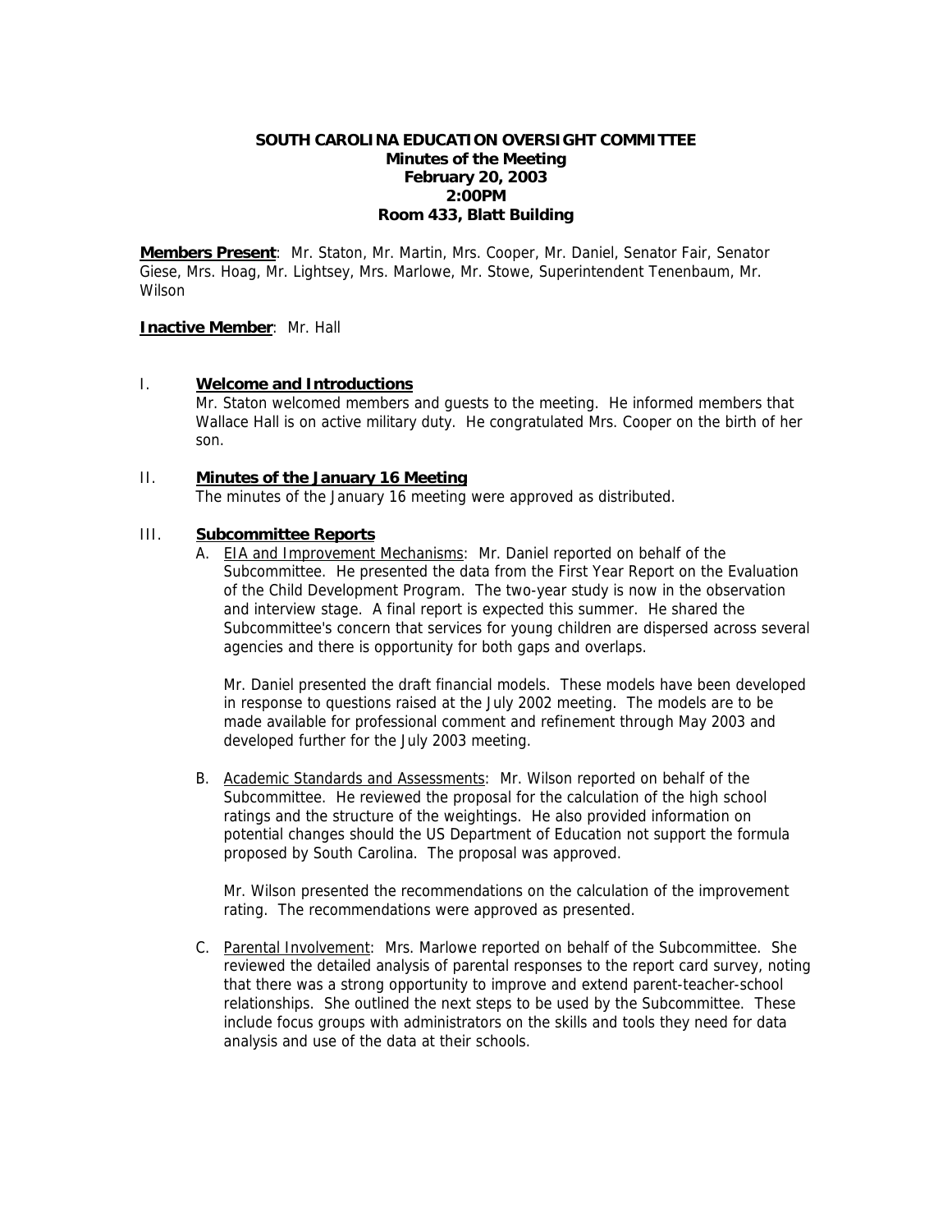**SOUTH CAROLINA EDUCATION OVERSIGHT COMMITTEE**
**Minutes of the Meeting**
**February 20, 2003**
**2:00PM**
**Room 433, Blatt Building**

**Members Present**: Mr. Staton, Mr. Martin, Mrs. Cooper, Mr. Daniel, Senator Fair, Senator Giese, Mrs. Hoag, Mr. Lightsey, Mrs. Marlowe, Mr. Stowe, Superintendent Tenenbaum, Mr. Wilson

**Inactive Member**: Mr. Hall

## I. Welcome and Introductions

Mr. Staton welcomed members and guests to the meeting. He informed members that Wallace Hall is on active military duty. He congratulated Mrs. Cooper on the birth of her son.

## II. Minutes of the January 16 Meeting

The minutes of the January 16 meeting were approved as distributed.

## III. Subcommittee Reports

A. EIA and Improvement Mechanisms: Mr. Daniel reported on behalf of the Subcommittee. He presented the data from the First Year Report on the Evaluation of the Child Development Program. The two-year study is now in the observation and interview stage. A final report is expected this summer. He shared the Subcommittee's concern that services for young children are dispersed across several agencies and there is opportunity for both gaps and overlaps.

   Mr. Daniel presented the draft financial models. These models have been developed in response to questions raised at the July 2002 meeting. The models are to be made available for professional comment and refinement through May 2003 and developed further for the July 2003 meeting.

B. Academic Standards and Assessments: Mr. Wilson reported on behalf of the Subcommittee. He reviewed the proposal for the calculation of the high school ratings and the structure of the weightings. He also provided information on potential changes should the US Department of Education not support the formula proposed by South Carolina. The proposal was approved.

   Mr. Wilson presented the recommendations on the calculation of the improvement rating. The recommendations were approved as presented.

C. Parental Involvement: Mrs. Marlowe reported on behalf of the Subcommittee. She reviewed the detailed analysis of parental responses to the report card survey, noting that there was a strong opportunity to improve and extend parent-teacher-school relationships. She outlined the next steps to be used by the Subcommittee. These include focus groups with administrators on the skills and tools they need for data analysis and use of the data at their schools.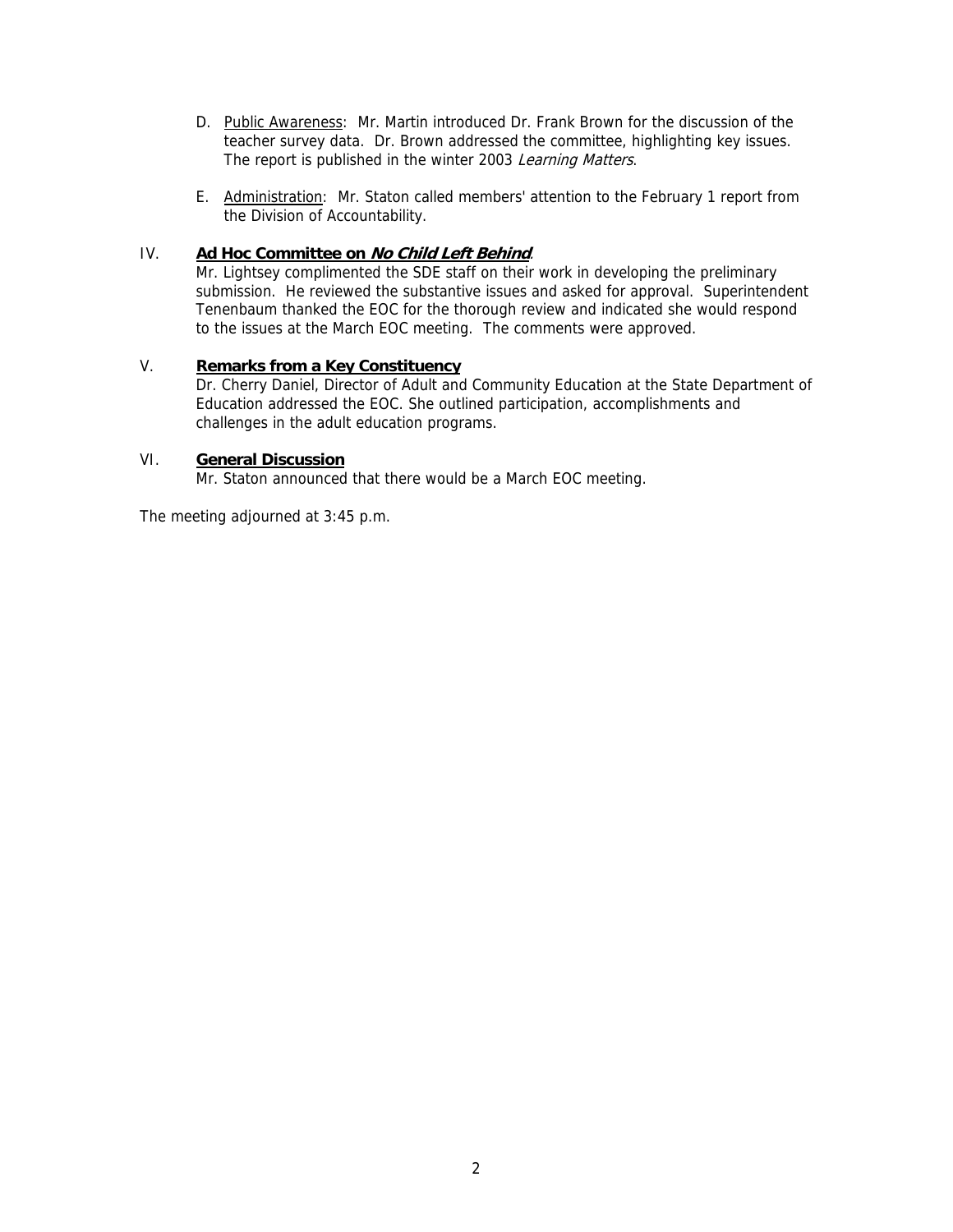D. Public Awareness: Mr. Martin introduced Dr. Frank Brown for the discussion of the teacher survey data. Dr. Brown addressed the committee, highlighting key issues. The report is published in the winter 2003 *Learning Matters*.

E. Administration: Mr. Staton called members' attention to the February 1 report from the Division of Accountability.

## IV. **Ad Hoc Committee on *No Child Left Behind***.

Mr. Lightsey complimented the SDE staff on their work in developing the preliminary submission. He reviewed the substantive issues and asked for approval. Superintendent Tenenbaum thanked the EOC for the thorough review and indicated she would respond to the issues at the March EOC meeting. The comments were approved.

## V. **Remarks from a Key Constituency**

Dr. Cherry Daniel, Director of Adult and Community Education at the State Department of Education addressed the EOC. She outlined participation, accomplishments and challenges in the adult education programs.

## VI. **General Discussion**

Mr. Staton announced that there would be a March EOC meeting.

The meeting adjourned at 3:45 p.m.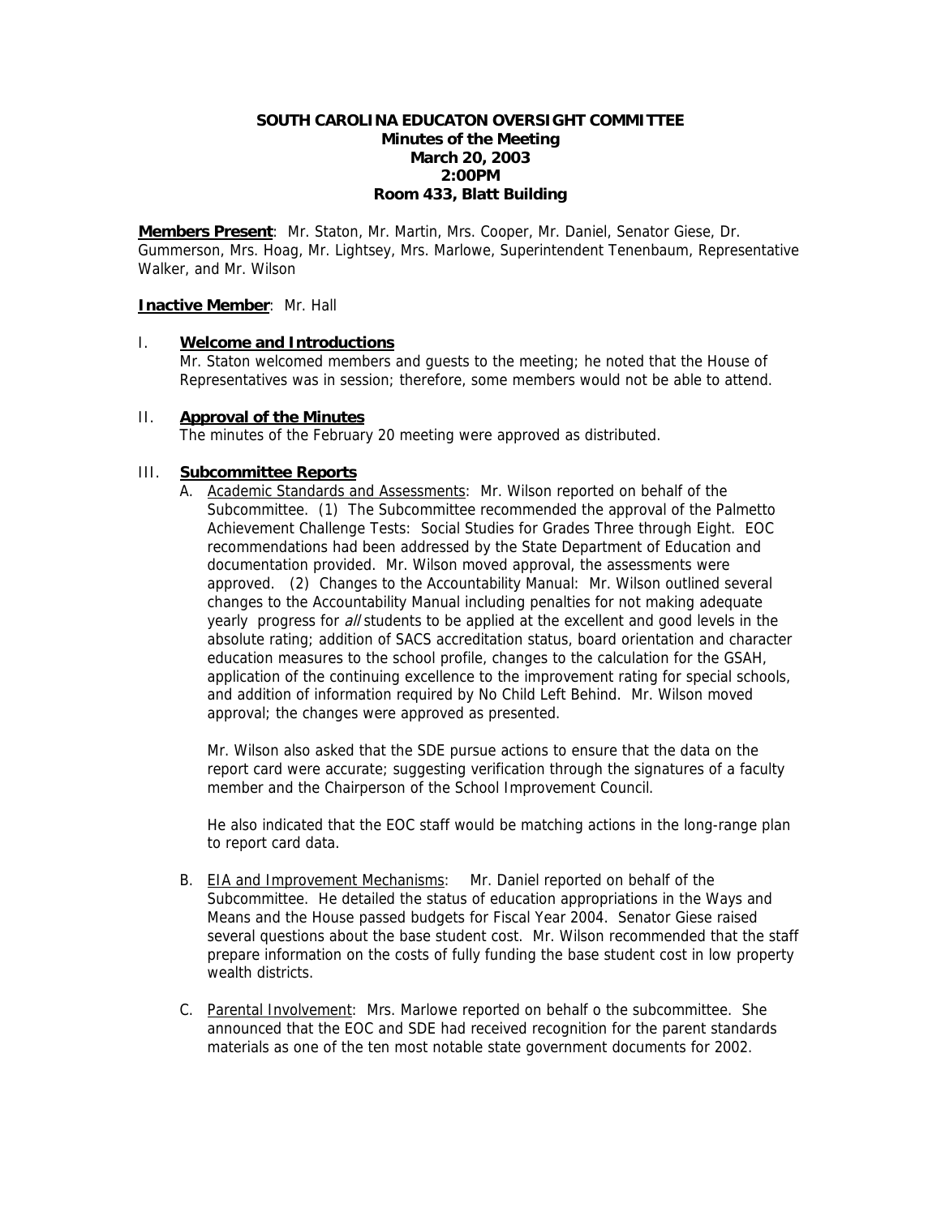**SOUTH CAROLINA EDUCATON OVERSIGHT COMMITTEE**
**Minutes of the Meeting**
**March 20, 2003**
**2:00PM**
**Room 433, Blatt Building**

**Members Present**: Mr. Staton, Mr. Martin, Mrs. Cooper, Mr. Daniel, Senator Giese, Dr. Gummerson, Mrs. Hoag, Mr. Lightsey, Mrs. Marlowe, Superintendent Tenenbaum, Representative Walker, and Mr. Wilson

**Inactive Member**: Mr. Hall

I. **Welcome and Introductions**
Mr. Staton welcomed members and guests to the meeting; he noted that the House of Representatives was in session; therefore, some members would not be able to attend.

II. **Approval of the Minutes**
The minutes of the February 20 meeting were approved as distributed.

III. **Subcommittee Reports**

A. Academic Standards and Assessments: Mr. Wilson reported on behalf of the Subcommittee. (1) The Subcommittee recommended the approval of the Palmetto Achievement Challenge Tests: Social Studies for Grades Three through Eight. EOC recommendations had been addressed by the State Department of Education and documentation provided. Mr. Wilson moved approval, the assessments were approved. (2) Changes to the Accountability Manual: Mr. Wilson outlined several changes to the Accountability Manual including penalties for not making adequate yearly progress for *all* students to be applied at the excellent and good levels in the absolute rating; addition of SACS accreditation status, board orientation and character education measures to the school profile, changes to the calculation for the GSAH, application of the continuing excellence to the improvement rating for special schools, and addition of information required by No Child Left Behind. Mr. Wilson moved approval; the changes were approved as presented.

Mr. Wilson also asked that the SDE pursue actions to ensure that the data on the report card were accurate; suggesting verification through the signatures of a faculty member and the Chairperson of the School Improvement Council.

He also indicated that the EOC staff would be matching actions in the long-range plan to report card data.

B. EIA and Improvement Mechanisms: Mr. Daniel reported on behalf of the Subcommittee. He detailed the status of education appropriations in the Ways and Means and the House passed budgets for Fiscal Year 2004. Senator Giese raised several questions about the base student cost. Mr. Wilson recommended that the staff prepare information on the costs of fully funding the base student cost in low property wealth districts.

C. Parental Involvement: Mrs. Marlowe reported on behalf o the subcommittee. She announced that the EOC and SDE had received recognition for the parent standards materials as one of the ten most notable state government documents for 2002.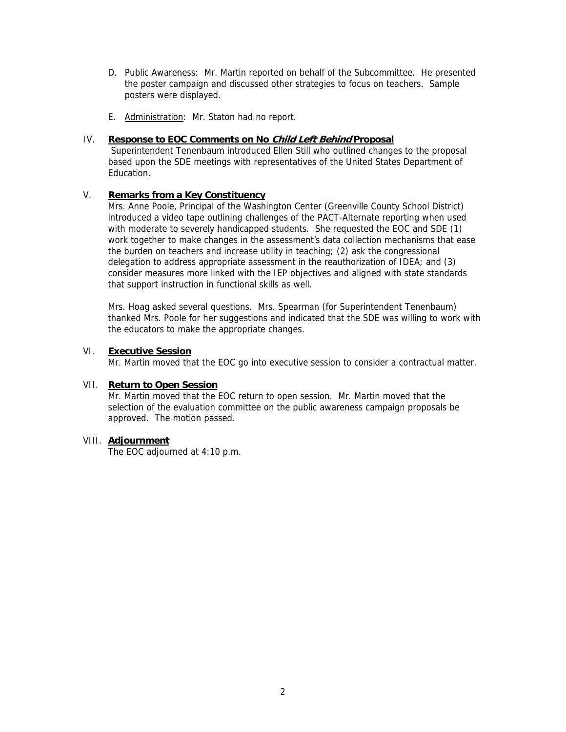D. Public Awareness: Mr. Martin reported on behalf of the Subcommittee. He presented the poster campaign and discussed other strategies to focus on teachers. Sample posters were displayed.

E. Administration: Mr. Staton had no report.

## IV. Response to EOC Comments on No *Child Left Behind* Proposal

Superintendent Tenenbaum introduced Ellen Still who outlined changes to the proposal based upon the SDE meetings with representatives of the United States Department of Education.

## V. Remarks from a Key Constituency

Mrs. Anne Poole, Principal of the Washington Center (Greenville County School District) introduced a video tape outlining challenges of the PACT-Alternate reporting when used with moderate to severely handicapped students. She requested the EOC and SDE (1) work together to make changes in the assessment's data collection mechanisms that ease the burden on teachers and increase utility in teaching; (2) ask the congressional delegation to address appropriate assessment in the reauthorization of IDEA; and (3) consider measures more linked with the IEP objectives and aligned with state standards that support instruction in functional skills as well.

Mrs. Hoag asked several questions. Mrs. Spearman (for Superintendent Tenenbaum) thanked Mrs. Poole for her suggestions and indicated that the SDE was willing to work with the educators to make the appropriate changes.

## VI. Executive Session

Mr. Martin moved that the EOC go into executive session to consider a contractual matter.

## VII. Return to Open Session

Mr. Martin moved that the EOC return to open session. Mr. Martin moved that the selection of the evaluation committee on the public awareness campaign proposals be approved. The motion passed.

## VIII. Adjournment

The EOC adjourned at 4:10 p.m.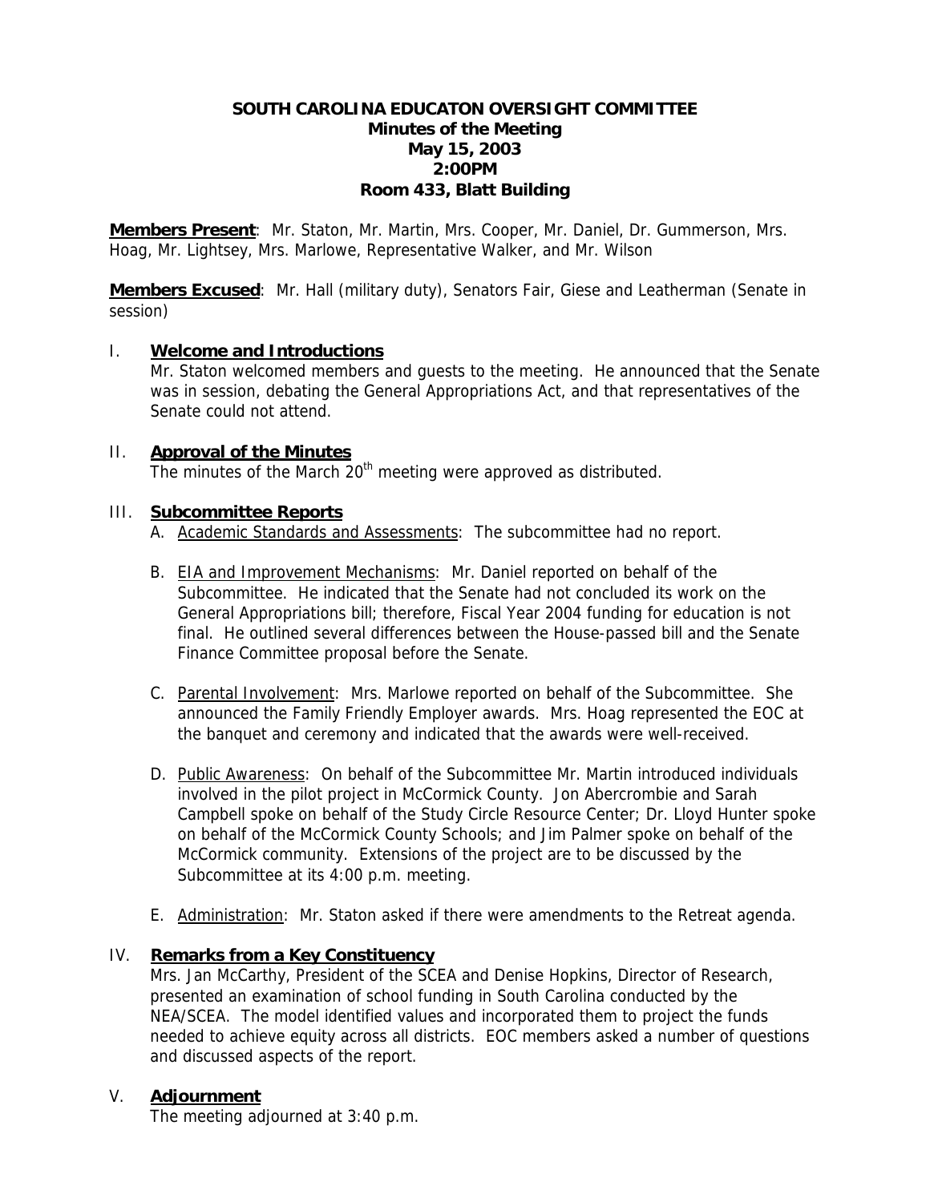**SOUTH CAROLINA EDUCATON OVERSIGHT COMMITTEE**
**Minutes of the Meeting**
**May 15, 2003**
**2:00PM**
**Room 433, Blatt Building**

**Members Present**: Mr. Staton, Mr. Martin, Mrs. Cooper, Mr. Daniel, Dr. Gummerson, Mrs. Hoag, Mr. Lightsey, Mrs. Marlowe, Representative Walker, and Mr. Wilson

**Members Excused**: Mr. Hall (military duty), Senators Fair, Giese and Leatherman (Senate in session)

## I. **Welcome and Introductions**

Mr. Staton welcomed members and guests to the meeting. He announced that the Senate was in session, debating the General Appropriations Act, and that representatives of the Senate could not attend.

## II. **Approval of the Minutes**

The minutes of the March 20th meeting were approved as distributed.

## III. **Subcommittee Reports**

A. Academic Standards and Assessments: The subcommittee had no report.

B. EIA and Improvement Mechanisms: Mr. Daniel reported on behalf of the Subcommittee. He indicated that the Senate had not concluded its work on the General Appropriations bill; therefore, Fiscal Year 2004 funding for education is not final. He outlined several differences between the House-passed bill and the Senate Finance Committee proposal before the Senate.

C. Parental Involvement: Mrs. Marlowe reported on behalf of the Subcommittee. She announced the Family Friendly Employer awards. Mrs. Hoag represented the EOC at the banquet and ceremony and indicated that the awards were well-received.

D. Public Awareness: On behalf of the Subcommittee Mr. Martin introduced individuals involved in the pilot project in McCormick County. Jon Abercrombie and Sarah Campbell spoke on behalf of the Study Circle Resource Center; Dr. Lloyd Hunter spoke on behalf of the McCormick County Schools; and Jim Palmer spoke on behalf of the McCormick community. Extensions of the project are to be discussed by the Subcommittee at its 4:00 p.m. meeting.

E. Administration: Mr. Staton asked if there were amendments to the Retreat agenda.

## IV. **Remarks from a Key Constituency**

Mrs. Jan McCarthy, President of the SCEA and Denise Hopkins, Director of Research, presented an examination of school funding in South Carolina conducted by the NEA/SCEA. The model identified values and incorporated them to project the funds needed to achieve equity across all districts. EOC members asked a number of questions and discussed aspects of the report.

## V. **Adjournment**

The meeting adjourned at 3:40 p.m.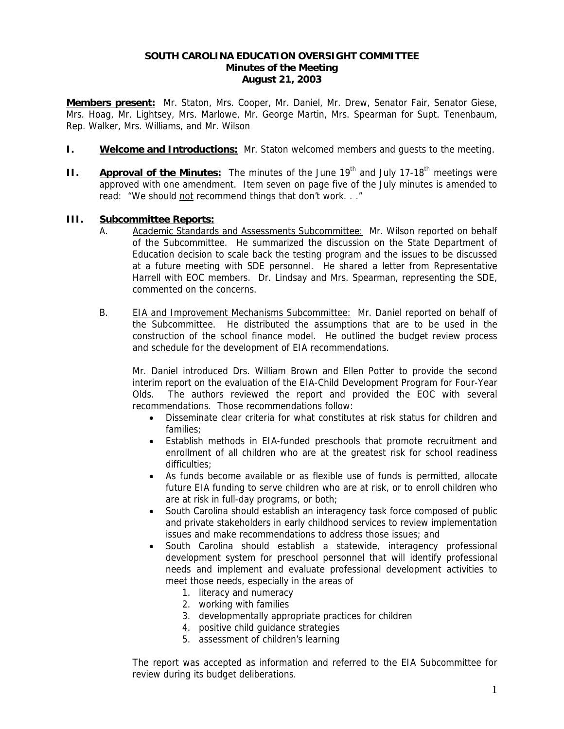# SOUTH CAROLINA EDUCATION OVERSIGHT COMMITTEE
## Minutes of the Meeting
## August 21, 2003

**Members present:** Mr. Staton, Mrs. Cooper, Mr. Daniel, Mr. Drew, Senator Fair, Senator Giese, Mrs. Hoag, Mr. Lightsey, Mrs. Marlowe, Mr. George Martin, Mrs. Spearman for Supt. Tenenbaum, Rep. Walker, Mrs. Williams, and Mr. Wilson

**I. Welcome and Introductions:** Mr. Staton welcomed members and guests to the meeting.

**II. Approval of the Minutes:** The minutes of the June 19th and July 17-18th meetings were approved with one amendment. Item seven on page five of the July minutes is amended to read: "We should not recommend things that don't work. . ."

**III. Subcommittee Reports:**

A. Academic Standards and Assessments Subcommittee: Mr. Wilson reported on behalf of the Subcommittee. He summarized the discussion on the State Department of Education decision to scale back the testing program and the issues to be discussed at a future meeting with SDE personnel. He shared a letter from Representative Harrell with EOC members. Dr. Lindsay and Mrs. Spearman, representing the SDE, commented on the concerns.

B. EIA and Improvement Mechanisms Subcommittee: Mr. Daniel reported on behalf of the Subcommittee. He distributed the assumptions that are to be used in the construction of the school finance model. He outlined the budget review process and schedule for the development of EIA recommendations.

Mr. Daniel introduced Drs. William Brown and Ellen Potter to provide the second interim report on the evaluation of the EIA-Child Development Program for Four-Year Olds. The authors reviewed the report and provided the EOC with several recommendations. Those recommendations follow:

- Disseminate clear criteria for what constitutes at risk status for children and families;
- Establish methods in EIA-funded preschools that promote recruitment and enrollment of all children who are at the greatest risk for school readiness difficulties;
- As funds become available or as flexible use of funds is permitted, allocate future EIA funding to serve children who are at risk, or to enroll children who are at risk in full-day programs, or both;
- South Carolina should establish an interagency task force composed of public and private stakeholders in early childhood services to review implementation issues and make recommendations to address those issues; and
- South Carolina should establish a statewide, interagency professional development system for preschool personnel that will identify professional needs and implement and evaluate professional development activities to meet those needs, especially in the areas of
    1. literacy and numeracy
    2. working with families
    3. developmentally appropriate practices for children
    4. positive child guidance strategies
    5. assessment of children's learning

The report was accepted as information and referred to the EIA Subcommittee for review during its budget deliberations.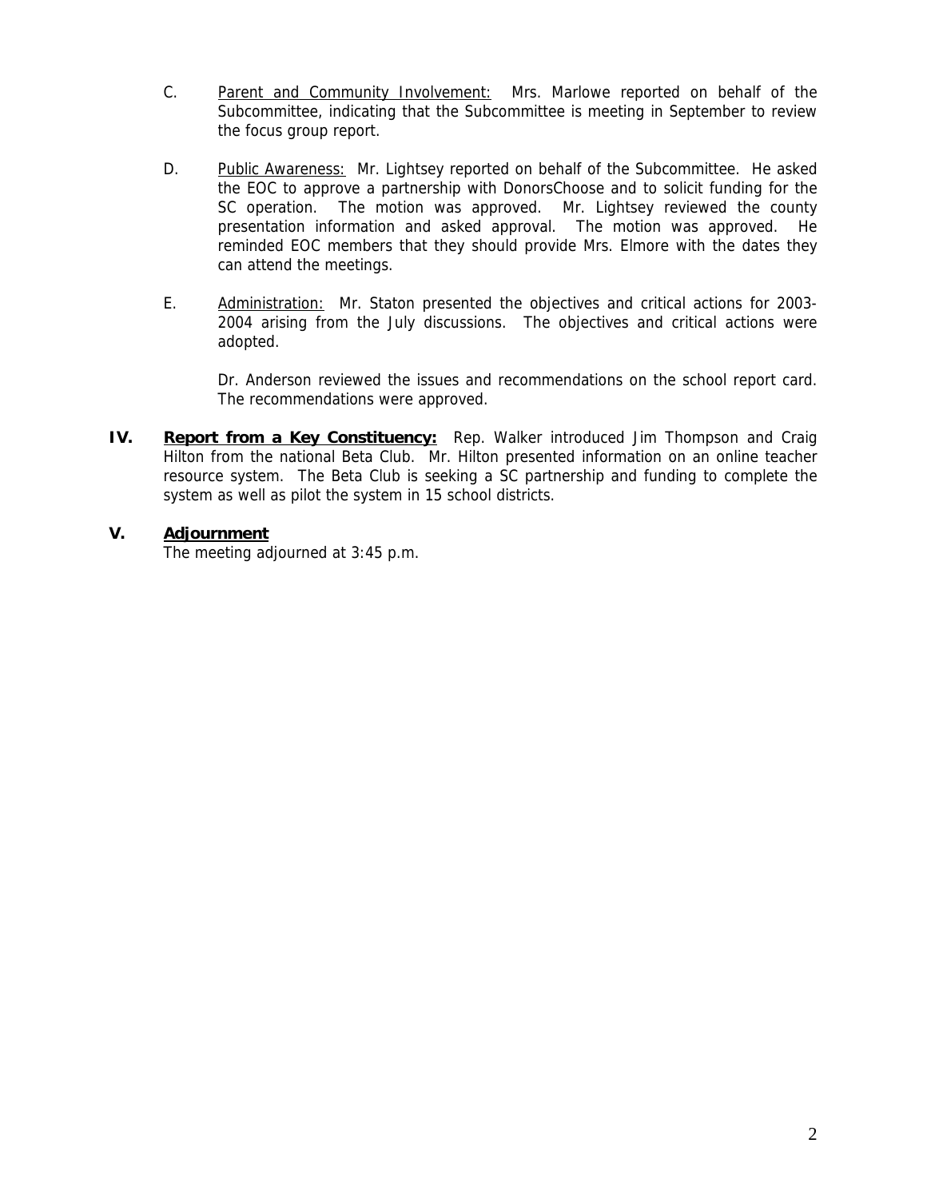C. Parent and Community Involvement: Mrs. Marlowe reported on behalf of the Subcommittee, indicating that the Subcommittee is meeting in September to review the focus group report.

D. Public Awareness: Mr. Lightsey reported on behalf of the Subcommittee. He asked the EOC to approve a partnership with DonorsChoose and to solicit funding for the SC operation. The motion was approved. Mr. Lightsey reviewed the county presentation information and asked approval. The motion was approved. He reminded EOC members that they should provide Mrs. Elmore with the dates they can attend the meetings.

E. Administration: Mr. Staton presented the objectives and critical actions for 2003-2004 arising from the July discussions. The objectives and critical actions were adopted.

Dr. Anderson reviewed the issues and recommendations on the school report card. The recommendations were approved.

**IV. Report from a Key Constituency:** Rep. Walker introduced Jim Thompson and Craig Hilton from the national Beta Club. Mr. Hilton presented information on an online teacher resource system. The Beta Club is seeking a SC partnership and funding to complete the system as well as pilot the system in 15 school districts.

**V. Adjournment**

The meeting adjourned at 3:45 p.m.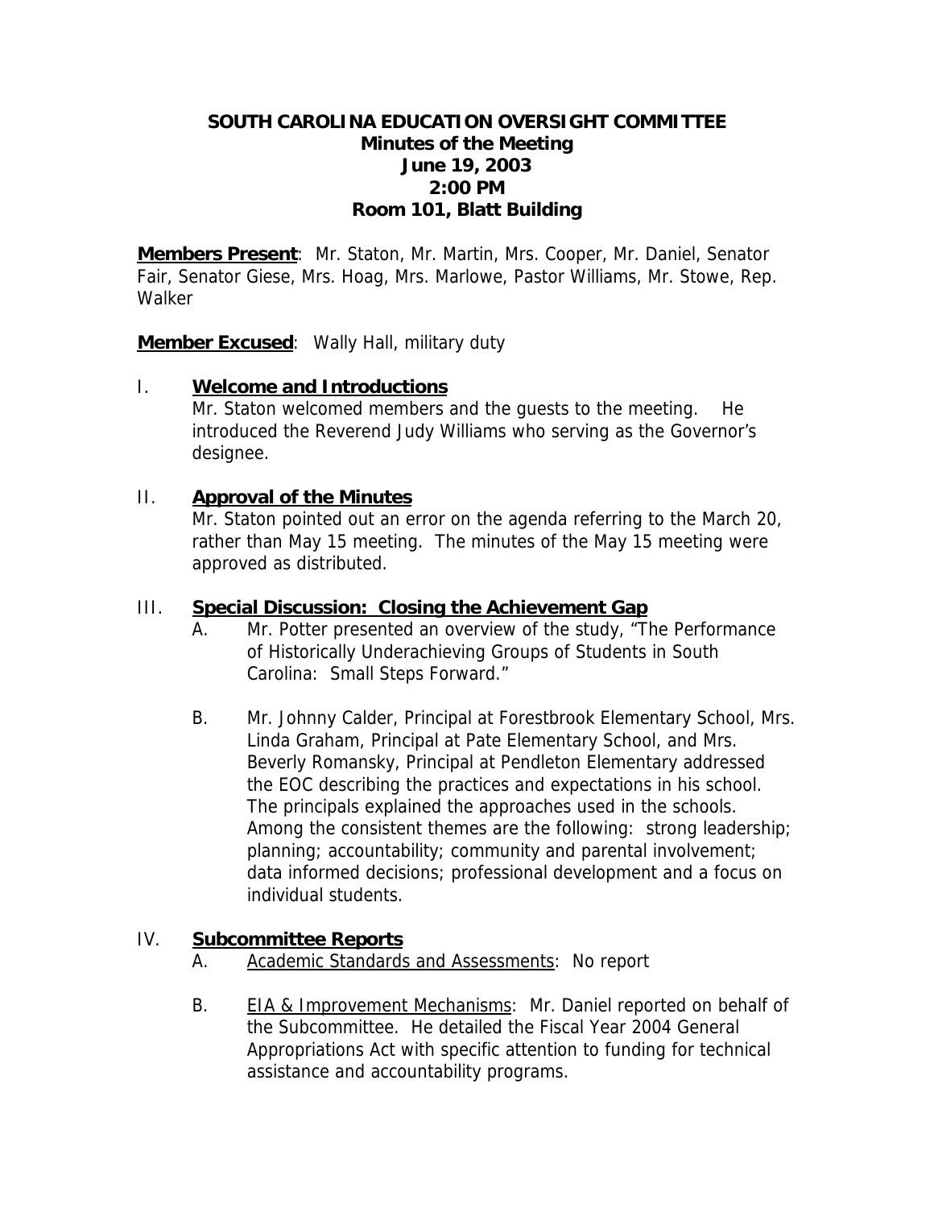**SOUTH CAROLINA EDUCATION OVERSIGHT COMMITTEE**
**Minutes of the Meeting**
**June 19, 2003**
**2:00 PM**
**Room 101, Blatt Building**

**Members Present**: Mr. Staton, Mr. Martin, Mrs. Cooper, Mr. Daniel, Senator Fair, Senator Giese, Mrs. Hoag, Mrs. Marlowe, Pastor Williams, Mr. Stowe, Rep. Walker

**Member Excused**: Wally Hall, military duty

## I. Welcome and Introductions

Mr. Staton welcomed members and the guests to the meeting. He introduced the Reverend Judy Williams who serving as the Governor's designee.

## II. Approval of the Minutes

Mr. Staton pointed out an error on the agenda referring to the March 20, rather than May 15 meeting. The minutes of the May 15 meeting were approved as distributed.

## III. Special Discussion: Closing the Achievement Gap

A. Mr. Potter presented an overview of the study, "The Performance of Historically Underachieving Groups of Students in South Carolina: Small Steps Forward."

B. Mr. Johnny Calder, Principal at Forestbrook Elementary School, Mrs. Linda Graham, Principal at Pate Elementary School, and Mrs. Beverly Romansky, Principal at Pendleton Elementary addressed the EOC describing the practices and expectations in his school. The principals explained the approaches used in the schools. Among the consistent themes are the following: strong leadership; planning; accountability; community and parental involvement; data informed decisions; professional development and a focus on individual students.

## IV. Subcommittee Reports

A. Academic Standards and Assessments: No report

B. EIA & Improvement Mechanisms: Mr. Daniel reported on behalf of the Subcommittee. He detailed the Fiscal Year 2004 General Appropriations Act with specific attention to funding for technical assistance and accountability programs.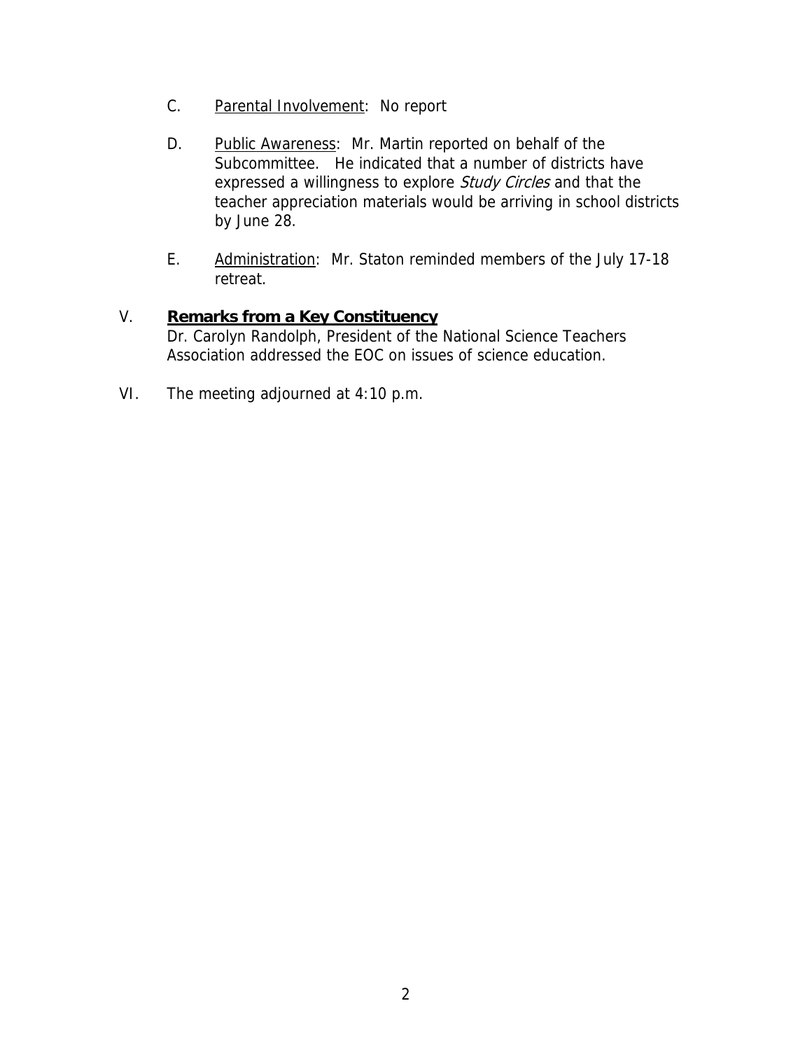C. Parental Involvement: No report

D. Public Awareness: Mr. Martin reported on behalf of the Subcommittee. He indicated that a number of districts have expressed a willingness to explore *Study Circles* and that the teacher appreciation materials would be arriving in school districts by June 28.

E. Administration: Mr. Staton reminded members of the July 17-18 retreat.

V. **Remarks from a Key Constituency**

Dr. Carolyn Randolph, President of the National Science Teachers Association addressed the EOC on issues of science education.

VI. The meeting adjourned at 4:10 p.m.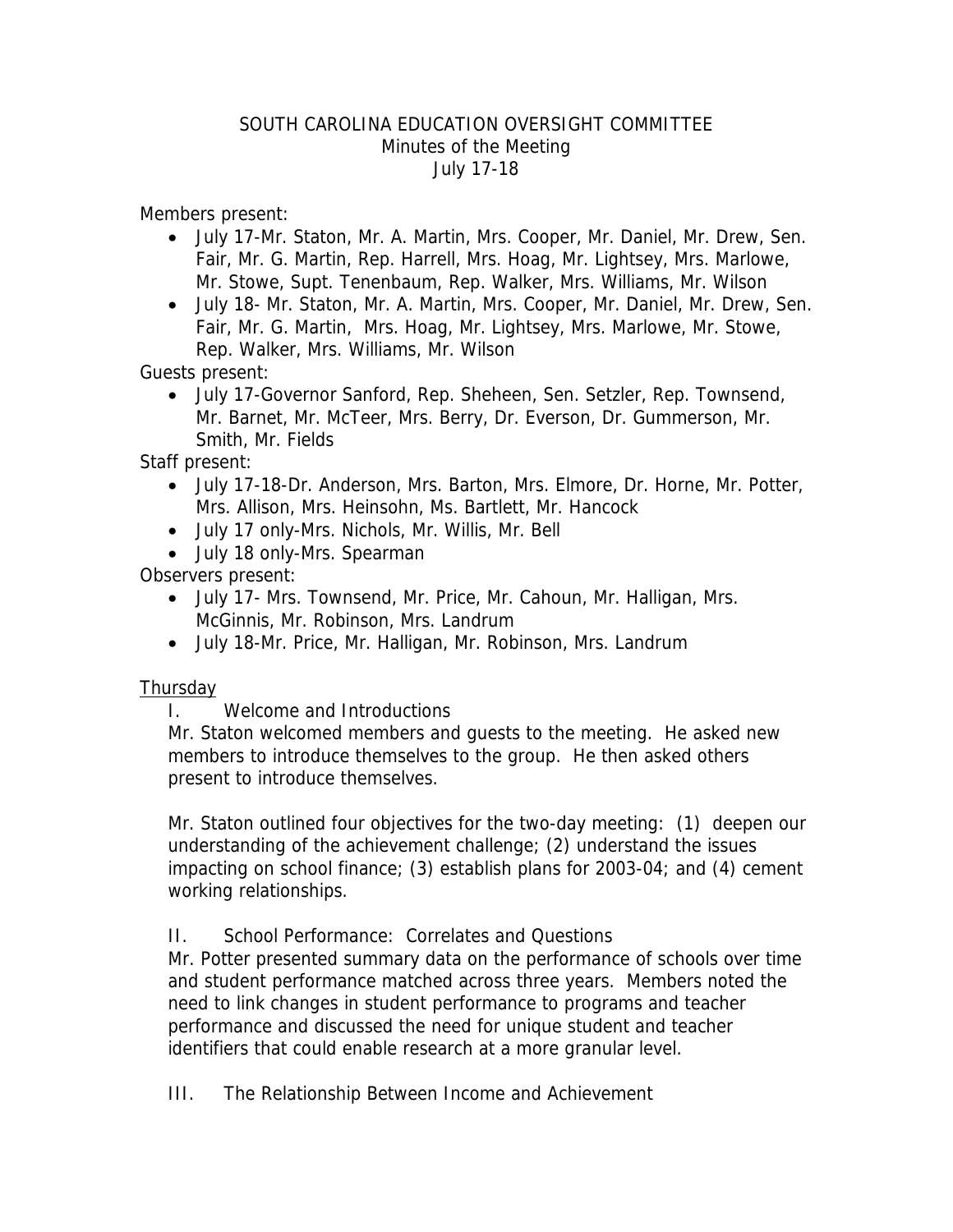SOUTH CAROLINA EDUCATION OVERSIGHT COMMITTEE
Minutes of the Meeting
July 17-18

Members present:

- July 17-Mr. Staton, Mr. A. Martin, Mrs. Cooper, Mr. Daniel, Mr. Drew, Sen. Fair, Mr. G. Martin, Rep. Harrell, Mrs. Hoag, Mr. Lightsey, Mrs. Marlowe, Mr. Stowe, Supt. Tenenbaum, Rep. Walker, Mrs. Williams, Mr. Wilson
- July 18- Mr. Staton, Mr. A. Martin, Mrs. Cooper, Mr. Daniel, Mr. Drew, Sen. Fair, Mr. G. Martin, Mrs. Hoag, Mr. Lightsey, Mrs. Marlowe, Mr. Stowe, Rep. Walker, Mrs. Williams, Mr. Wilson

Guests present:

- July 17-Governor Sanford, Rep. Sheheen, Sen. Setzler, Rep. Townsend, Mr. Barnet, Mr. McTeer, Mrs. Berry, Dr. Everson, Dr. Gummerson, Mr. Smith, Mr. Fields

Staff present:

- July 17-18-Dr. Anderson, Mrs. Barton, Mrs. Elmore, Dr. Horne, Mr. Potter, Mrs. Allison, Mrs. Heinsohn, Ms. Bartlett, Mr. Hancock
- July 17 only-Mrs. Nichols, Mr. Willis, Mr. Bell
- July 18 only-Mrs. Spearman

Observers present:

- July 17- Mrs. Townsend, Mr. Price, Mr. Cahoun, Mr. Halligan, Mrs. McGinnis, Mr. Robinson, Mrs. Landrum
- July 18-Mr. Price, Mr. Halligan, Mr. Robinson, Mrs. Landrum

<u>Thursday</u>

I. Welcome and Introductions

Mr. Staton welcomed members and guests to the meeting. He asked new members to introduce themselves to the group. He then asked others present to introduce themselves.

Mr. Staton outlined four objectives for the two-day meeting: (1) deepen our understanding of the achievement challenge; (2) understand the issues impacting on school finance; (3) establish plans for 2003-04; and (4) cement working relationships.

II. School Performance: Correlates and Questions

Mr. Potter presented summary data on the performance of schools over time and student performance matched across three years. Members noted the need to link changes in student performance to programs and teacher performance and discussed the need for unique student and teacher identifiers that could enable research at a more granular level.

III. The Relationship Between Income and Achievement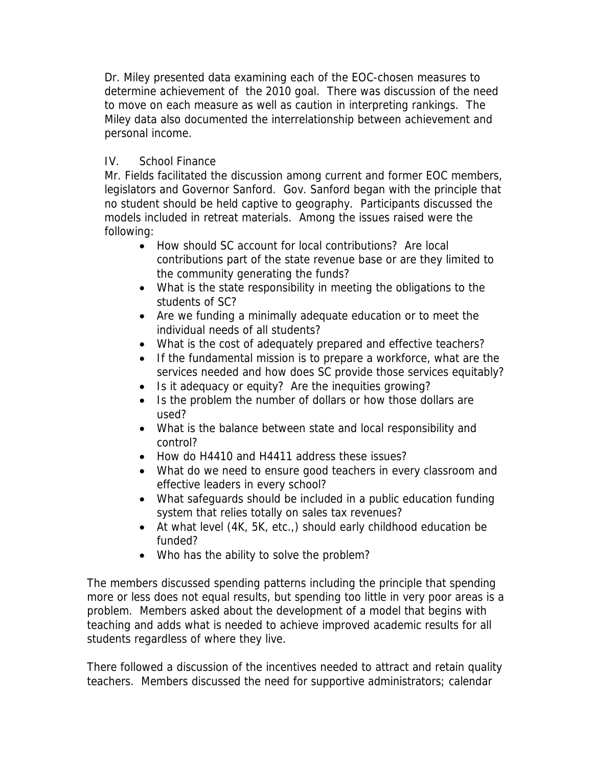Dr. Miley presented data examining each of the EOC-chosen measures to determine achievement of the 2010 goal. There was discussion of the need to move on each measure as well as caution in interpreting rankings. The Miley data also documented the interrelationship between achievement and personal income.

IV. School Finance

Mr. Fields facilitated the discussion among current and former EOC members, legislators and Governor Sanford. Gov. Sanford began with the principle that no student should be held captive to geography. Participants discussed the models included in retreat materials. Among the issues raised were the following:

- How should SC account for local contributions? Are local contributions part of the state revenue base or are they limited to the community generating the funds?
- What is the state responsibility in meeting the obligations to the students of SC?
- Are we funding a minimally adequate education or to meet the individual needs of all students?
- What is the cost of adequately prepared and effective teachers?
- If the fundamental mission is to prepare a workforce, what are the services needed and how does SC provide those services equitably?
- Is it adequacy or equity? Are the inequities growing?
- Is the problem the number of dollars or how those dollars are used?
- What is the balance between state and local responsibility and control?
- How do H4410 and H4411 address these issues?
- What do we need to ensure good teachers in every classroom and effective leaders in every school?
- What safeguards should be included in a public education funding system that relies totally on sales tax revenues?
- At what level (4K, 5K, etc.,) should early childhood education be funded?
- Who has the ability to solve the problem?

The members discussed spending patterns including the principle that spending more or less does not equal results, but spending too little in very poor areas is a problem. Members asked about the development of a model that begins with teaching and adds what is needed to achieve improved academic results for all students regardless of where they live.

There followed a discussion of the incentives needed to attract and retain quality teachers. Members discussed the need for supportive administrators; calendar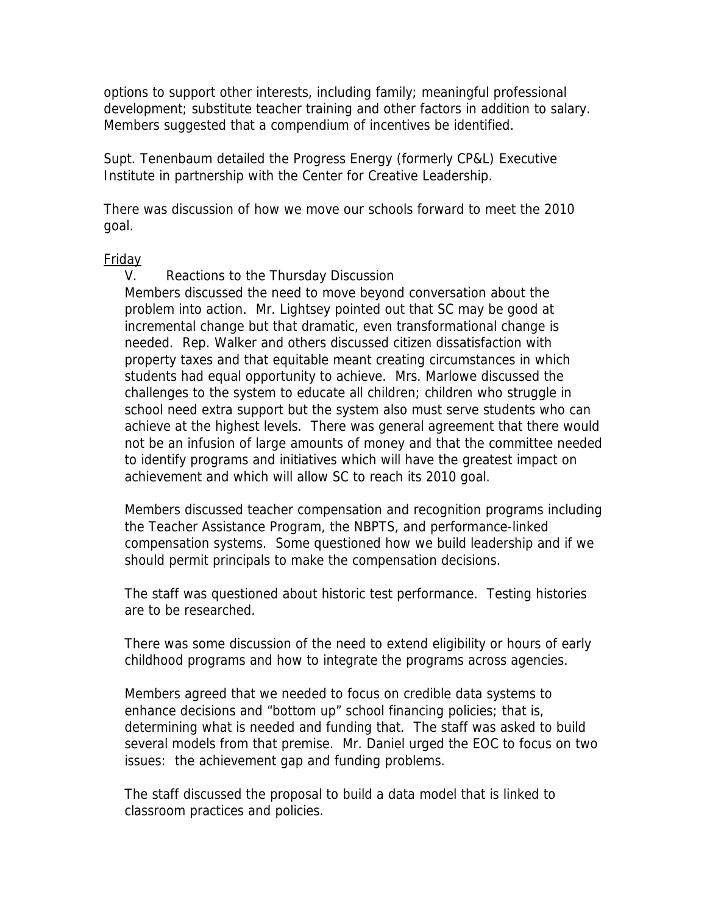options to support other interests, including family; meaningful professional development; substitute teacher training and other factors in addition to salary. Members suggested that a compendium of incentives be identified.

Supt. Tenenbaum detailed the Progress Energy (formerly CP&L) Executive Institute in partnership with the Center for Creative Leadership.

There was discussion of how we move our schools forward to meet the 2010 goal.

<u>Friday</u>

V. Reactions to the Thursday Discussion

Members discussed the need to move beyond conversation about the problem into action. Mr. Lightsey pointed out that SC may be good at incremental change but that dramatic, even transformational change is needed. Rep. Walker and others discussed citizen dissatisfaction with property taxes and that equitable meant creating circumstances in which students had equal opportunity to achieve. Mrs. Marlowe discussed the challenges to the system to educate all children; children who struggle in school need extra support but the system also must serve students who can achieve at the highest levels. There was general agreement that there would not be an infusion of large amounts of money and that the committee needed to identify programs and initiatives which will have the greatest impact on achievement and which will allow SC to reach its 2010 goal.

Members discussed teacher compensation and recognition programs including the Teacher Assistance Program, the NBPTS, and performance-linked compensation systems. Some questioned how we build leadership and if we should permit principals to make the compensation decisions.

The staff was questioned about historic test performance. Testing histories are to be researched.

There was some discussion of the need to extend eligibility or hours of early childhood programs and how to integrate the programs across agencies.

Members agreed that we needed to focus on credible data systems to enhance decisions and "bottom up" school financing policies; that is, determining what is needed and funding that. The staff was asked to build several models from that premise. Mr. Daniel urged the EOC to focus on two issues: the achievement gap and funding problems.

The staff discussed the proposal to build a data model that is linked to classroom practices and policies.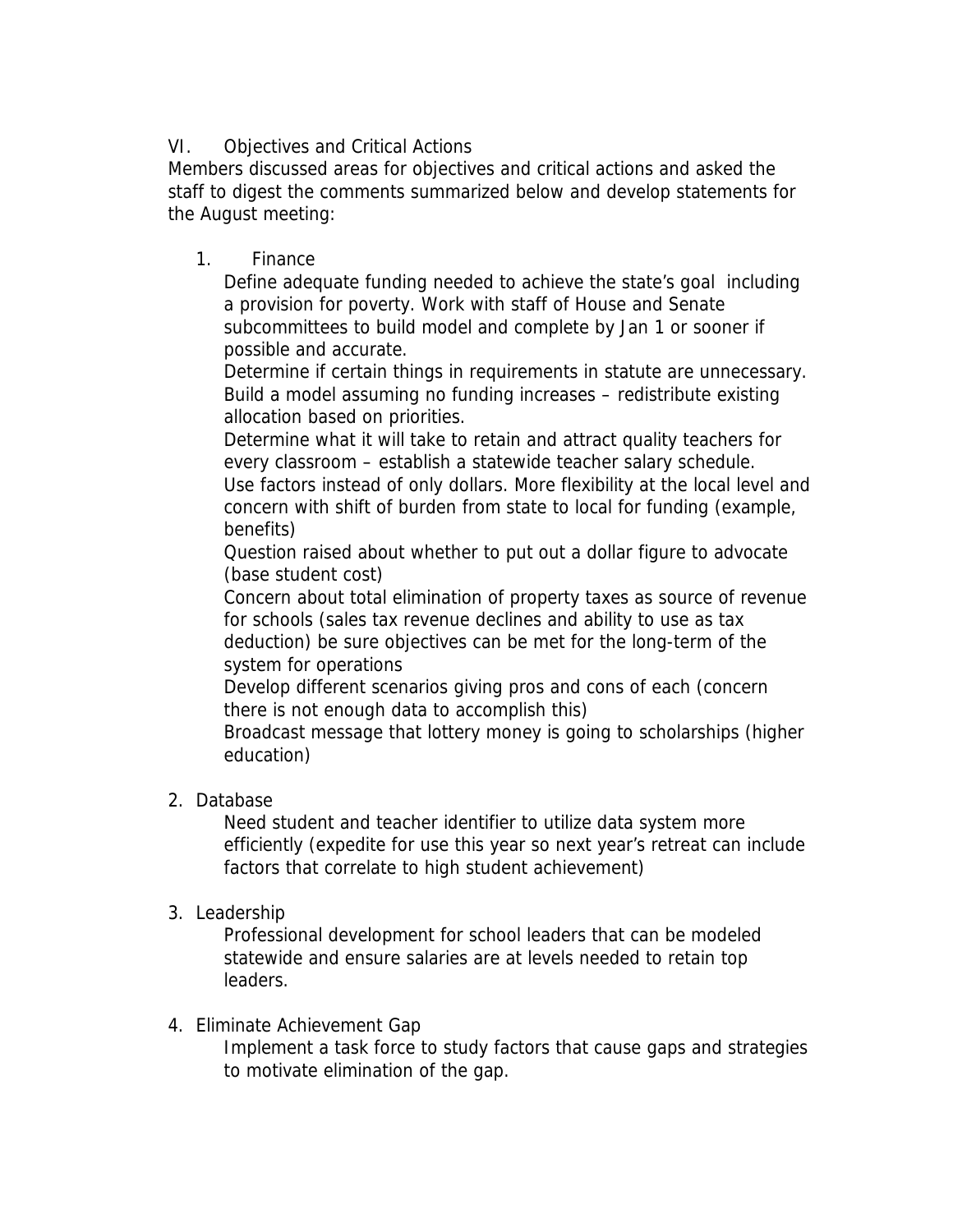VI. Objectives and Critical Actions

Members discussed areas for objectives and critical actions and asked the staff to digest the comments summarized below and develop statements for the August meeting:

1. Finance

   Define adequate funding needed to achieve the state's goal including a provision for poverty. Work with staff of House and Senate subcommittees to build model and complete by Jan 1 or sooner if possible and accurate.

   Determine if certain things in requirements in statute are unnecessary.

   Build a model assuming no funding increases – redistribute existing allocation based on priorities.

   Determine what it will take to retain and attract quality teachers for every classroom – establish a statewide teacher salary schedule.

   Use factors instead of only dollars. More flexibility at the local level and concern with shift of burden from state to local for funding (example, benefits)

   Question raised about whether to put out a dollar figure to advocate (base student cost)

   Concern about total elimination of property taxes as source of revenue for schools (sales tax revenue declines and ability to use as tax deduction) be sure objectives can be met for the long-term of the system for operations

   Develop different scenarios giving pros and cons of each (concern there is not enough data to accomplish this)

   Broadcast message that lottery money is going to scholarships (higher education)

2. Database

   Need student and teacher identifier to utilize data system more efficiently (expedite for use this year so next year's retreat can include factors that correlate to high student achievement)

3. Leadership

   Professional development for school leaders that can be modeled statewide and ensure salaries are at levels needed to retain top leaders.

4. Eliminate Achievement Gap

   Implement a task force to study factors that cause gaps and strategies to motivate elimination of the gap.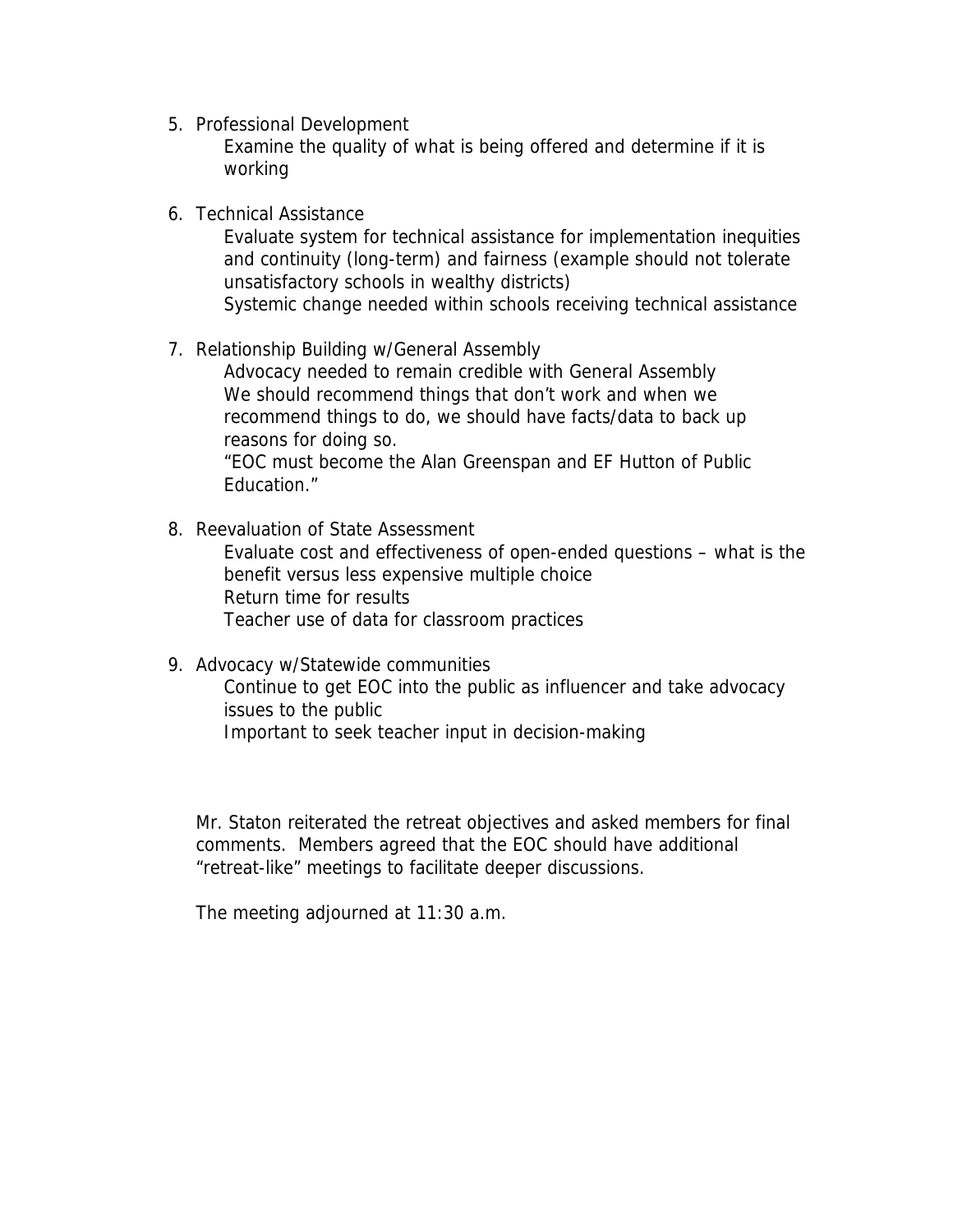5. Professional Development

   Examine the quality of what is being offered and determine if it is working

6. Technical Assistance

   Evaluate system for technical assistance for implementation inequities and continuity (long-term) and fairness (example should not tolerate unsatisfactory schools in wealthy districts)

   Systemic change needed within schools receiving technical assistance

7. Relationship Building w/General Assembly

   Advocacy needed to remain credible with General Assembly

   We should recommend things that don't work and when we recommend things to do, we should have facts/data to back up reasons for doing so.

   "EOC must become the Alan Greenspan and EF Hutton of Public Education."

8. Reevaluation of State Assessment

   Evaluate cost and effectiveness of open-ended questions – what is the benefit versus less expensive multiple choice

   Return time for results

   Teacher use of data for classroom practices

9. Advocacy w/Statewide communities

   Continue to get EOC into the public as influencer and take advocacy issues to the public

   Important to seek teacher input in decision-making

Mr. Staton reiterated the retreat objectives and asked members for final comments. Members agreed that the EOC should have additional "retreat-like" meetings to facilitate deeper discussions.

The meeting adjourned at 11:30 a.m.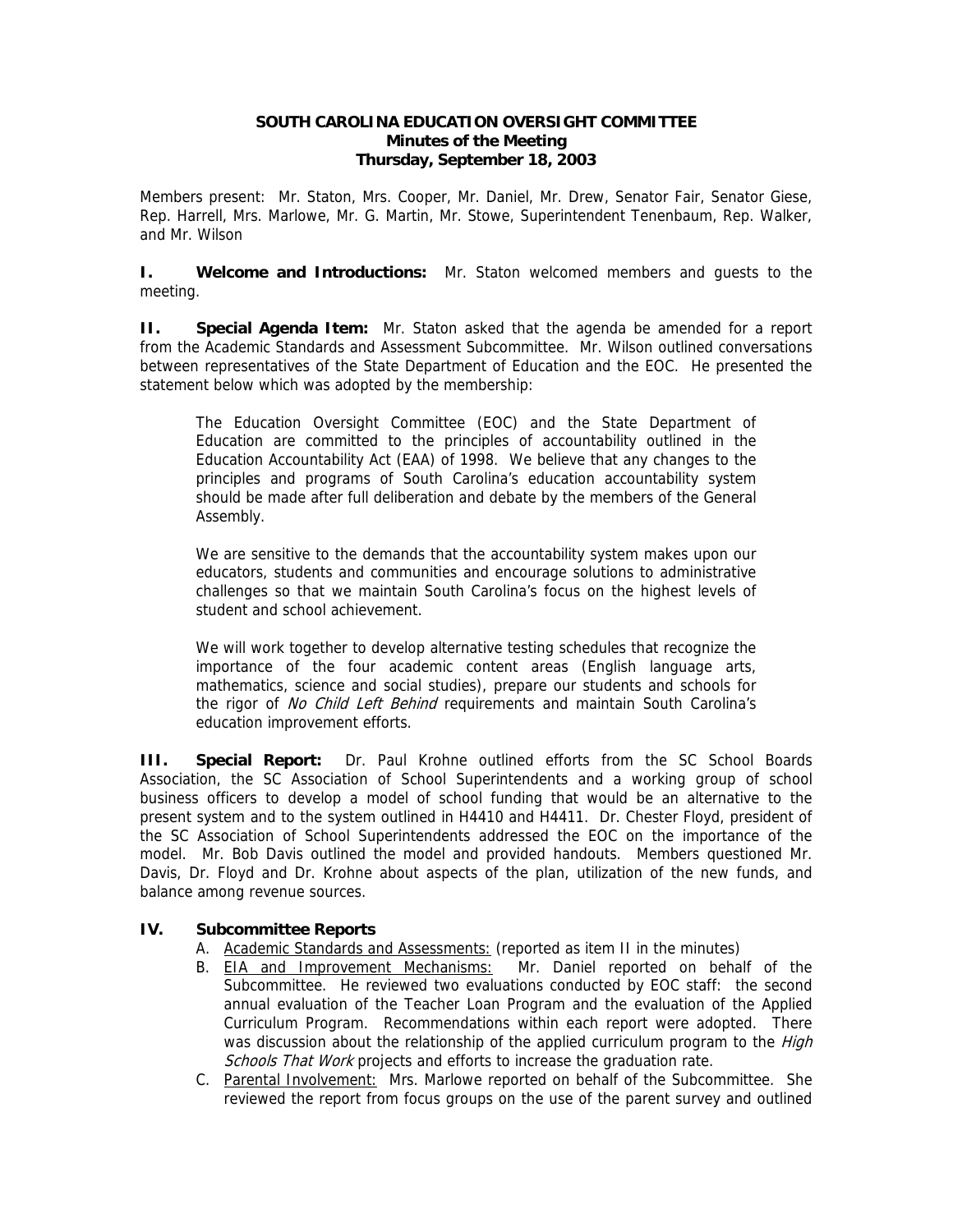**SOUTH CAROLINA EDUCATION OVERSIGHT COMMITTEE**
**Minutes of the Meeting**
**Thursday, September 18, 2003**

Members present: Mr. Staton, Mrs. Cooper, Mr. Daniel, Mr. Drew, Senator Fair, Senator Giese, Rep. Harrell, Mrs. Marlowe, Mr. G. Martin, Mr. Stowe, Superintendent Tenenbaum, Rep. Walker, and Mr. Wilson

**I. Welcome and Introductions:** Mr. Staton welcomed members and guests to the meeting.

**II. Special Agenda Item:** Mr. Staton asked that the agenda be amended for a report from the Academic Standards and Assessment Subcommittee. Mr. Wilson outlined conversations between representatives of the State Department of Education and the EOC. He presented the statement below which was adopted by the membership:

> The Education Oversight Committee (EOC) and the State Department of Education are committed to the principles of accountability outlined in the Education Accountability Act (EAA) of 1998. We believe that any changes to the principles and programs of South Carolina's education accountability system should be made after full deliberation and debate by the members of the General Assembly.
>
> We are sensitive to the demands that the accountability system makes upon our educators, students and communities and encourage solutions to administrative challenges so that we maintain South Carolina's focus on the highest levels of student and school achievement.
>
> We will work together to develop alternative testing schedules that recognize the importance of the four academic content areas (English language arts, mathematics, science and social studies), prepare our students and schools for the rigor of *No Child Left Behind* requirements and maintain South Carolina's education improvement efforts.

**III. Special Report:** Dr. Paul Krohne outlined efforts from the SC School Boards Association, the SC Association of School Superintendents and a working group of school business officers to develop a model of school funding that would be an alternative to the present system and to the system outlined in H4410 and H4411. Dr. Chester Floyd, president of the SC Association of School Superintendents addressed the EOC on the importance of the model. Mr. Bob Davis outlined the model and provided handouts. Members questioned Mr. Davis, Dr. Floyd and Dr. Krohne about aspects of the plan, utilization of the new funds, and balance among revenue sources.

**IV. Subcommittee Reports**

A. Academic Standards and Assessments: (reported as item II in the minutes)

B. EIA and Improvement Mechanisms: Mr. Daniel reported on behalf of the Subcommittee. He reviewed two evaluations conducted by EOC staff: the second annual evaluation of the Teacher Loan Program and the evaluation of the Applied Curriculum Program. Recommendations within each report were adopted. There was discussion about the relationship of the applied curriculum program to the *High Schools That Work* projects and efforts to increase the graduation rate.

C. Parental Involvement: Mrs. Marlowe reported on behalf of the Subcommittee. She reviewed the report from focus groups on the use of the parent survey and outlined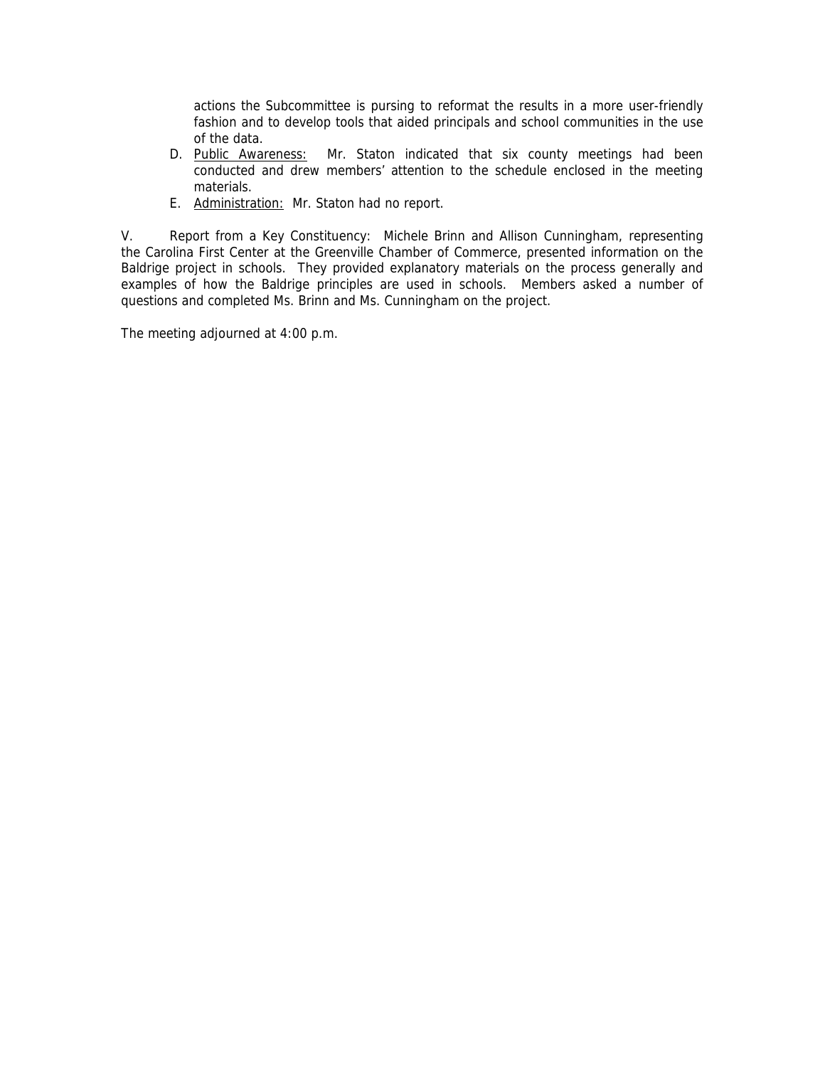actions the Subcommittee is pursing to reformat the results in a more user-friendly fashion and to develop tools that aided principals and school communities in the use of the data.

D. <u>Public Awareness:</u> Mr. Staton indicated that six county meetings had been conducted and drew members' attention to the schedule enclosed in the meeting materials.
E. <u>Administration:</u> Mr. Staton had no report.

V. Report from a Key Constituency: Michele Brinn and Allison Cunningham, representing the Carolina First Center at the Greenville Chamber of Commerce, presented information on the Baldrige project in schools. They provided explanatory materials on the process generally and examples of how the Baldrige principles are used in schools. Members asked a number of questions and completed Ms. Brinn and Ms. Cunningham on the project.

The meeting adjourned at 4:00 p.m.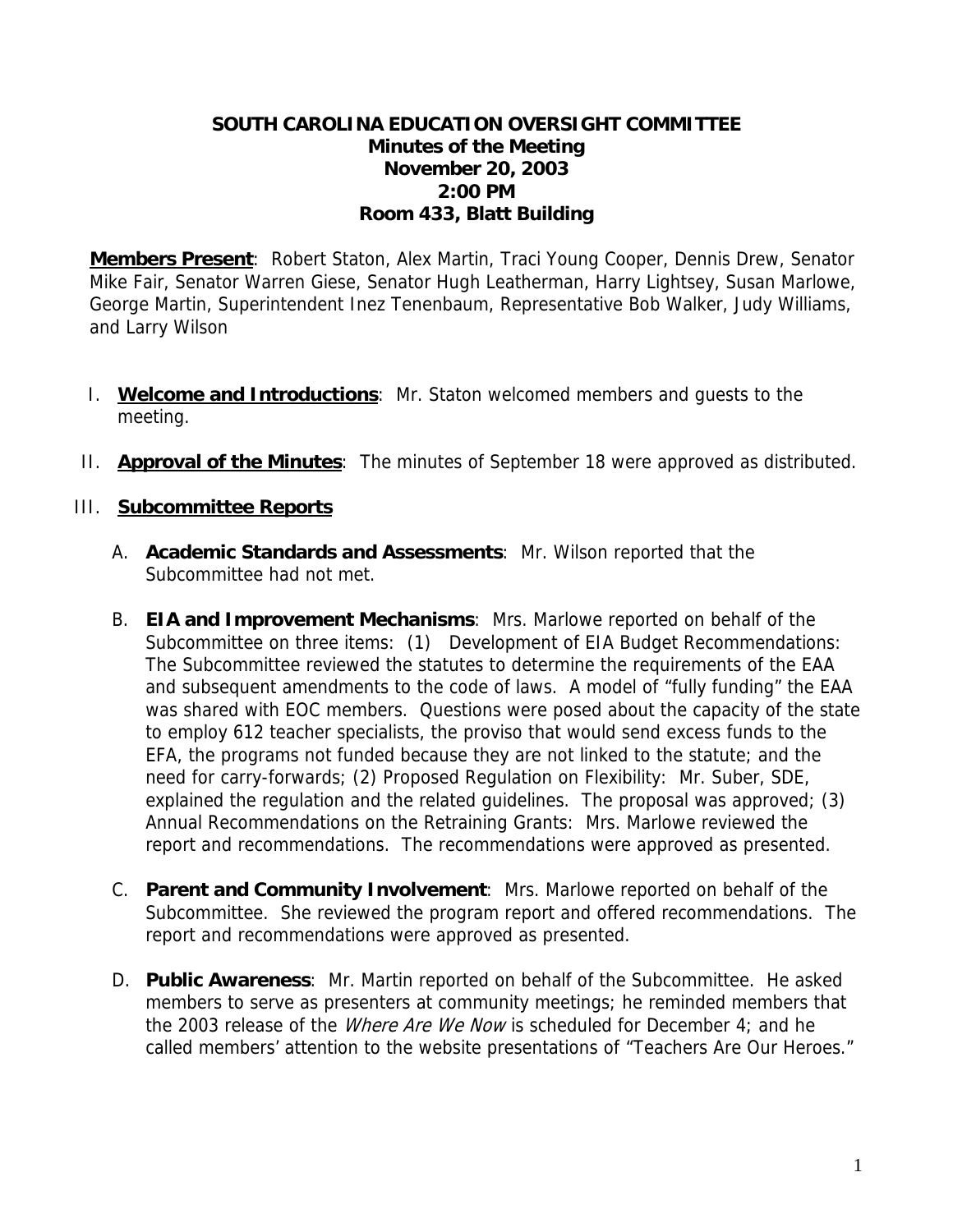**SOUTH CAROLINA EDUCATION OVERSIGHT COMMITTEE**
**Minutes of the Meeting**
**November 20, 2003**
**2:00 PM**
**Room 433, Blatt Building**

**Members Present**: Robert Staton, Alex Martin, Traci Young Cooper, Dennis Drew, Senator Mike Fair, Senator Warren Giese, Senator Hugh Leatherman, Harry Lightsey, Susan Marlowe, George Martin, Superintendent Inez Tenenbaum, Representative Bob Walker, Judy Williams, and Larry Wilson

I. **Welcome and Introductions**: Mr. Staton welcomed members and guests to the meeting.

II. **Approval of the Minutes**: The minutes of September 18 were approved as distributed.

III. **Subcommittee Reports**

A. **Academic Standards and Assessments**: Mr. Wilson reported that the Subcommittee had not met.

B. **EIA and Improvement Mechanisms**: Mrs. Marlowe reported on behalf of the Subcommittee on three items: (1) Development of EIA Budget Recommendations: The Subcommittee reviewed the statutes to determine the requirements of the EAA and subsequent amendments to the code of laws. A model of "fully funding" the EAA was shared with EOC members. Questions were posed about the capacity of the state to employ 612 teacher specialists, the proviso that would send excess funds to the EFA, the programs not funded because they are not linked to the statute; and the need for carry-forwards; (2) Proposed Regulation on Flexibility: Mr. Suber, SDE, explained the regulation and the related guidelines. The proposal was approved; (3) Annual Recommendations on the Retraining Grants: Mrs. Marlowe reviewed the report and recommendations. The recommendations were approved as presented.

C. **Parent and Community Involvement**: Mrs. Marlowe reported on behalf of the Subcommittee. She reviewed the program report and offered recommendations. The report and recommendations were approved as presented.

D. **Public Awareness**: Mr. Martin reported on behalf of the Subcommittee. He asked members to serve as presenters at community meetings; he reminded members that the 2003 release of the *Where Are We Now* is scheduled for December 4; and he called members' attention to the website presentations of "Teachers Are Our Heroes."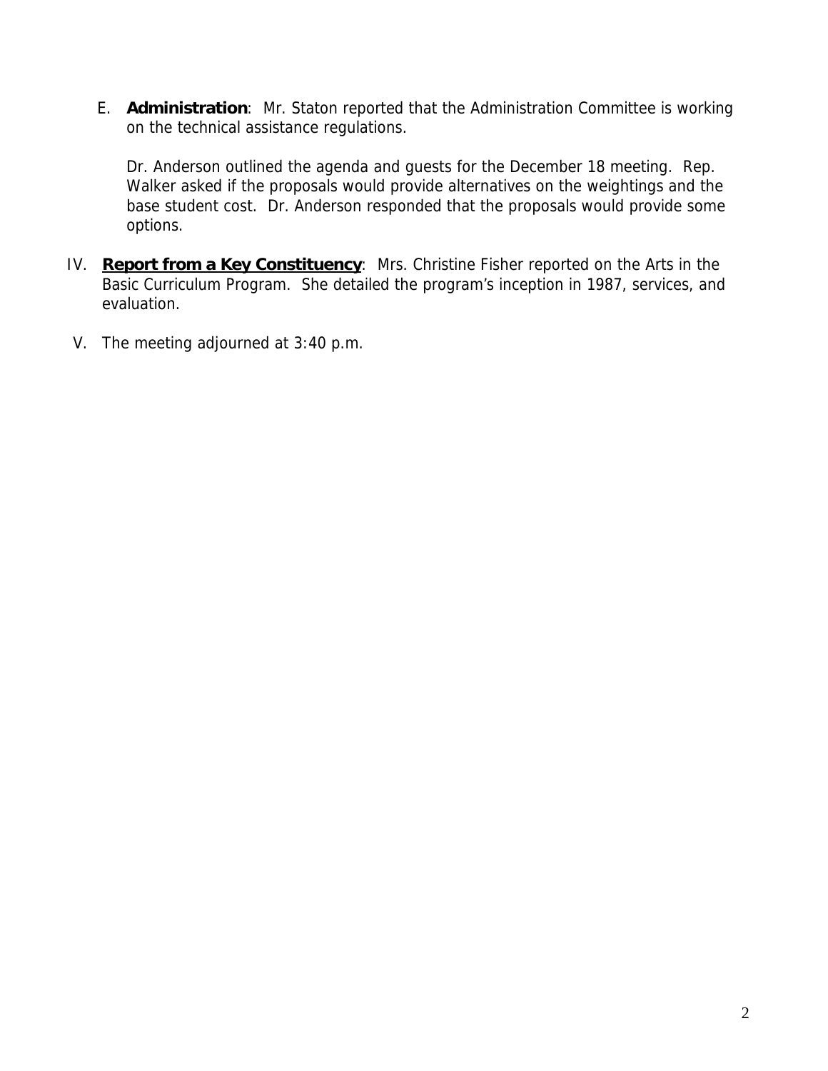E. **Administration**: Mr. Staton reported that the Administration Committee is working on the technical assistance regulations.

   Dr. Anderson outlined the agenda and guests for the December 18 meeting. Rep. Walker asked if the proposals would provide alternatives on the weightings and the base student cost. Dr. Anderson responded that the proposals would provide some options.

IV. **Report from a Key Constituency**: Mrs. Christine Fisher reported on the Arts in the Basic Curriculum Program. She detailed the program's inception in 1987, services, and evaluation.

V. The meeting adjourned at 3:40 p.m.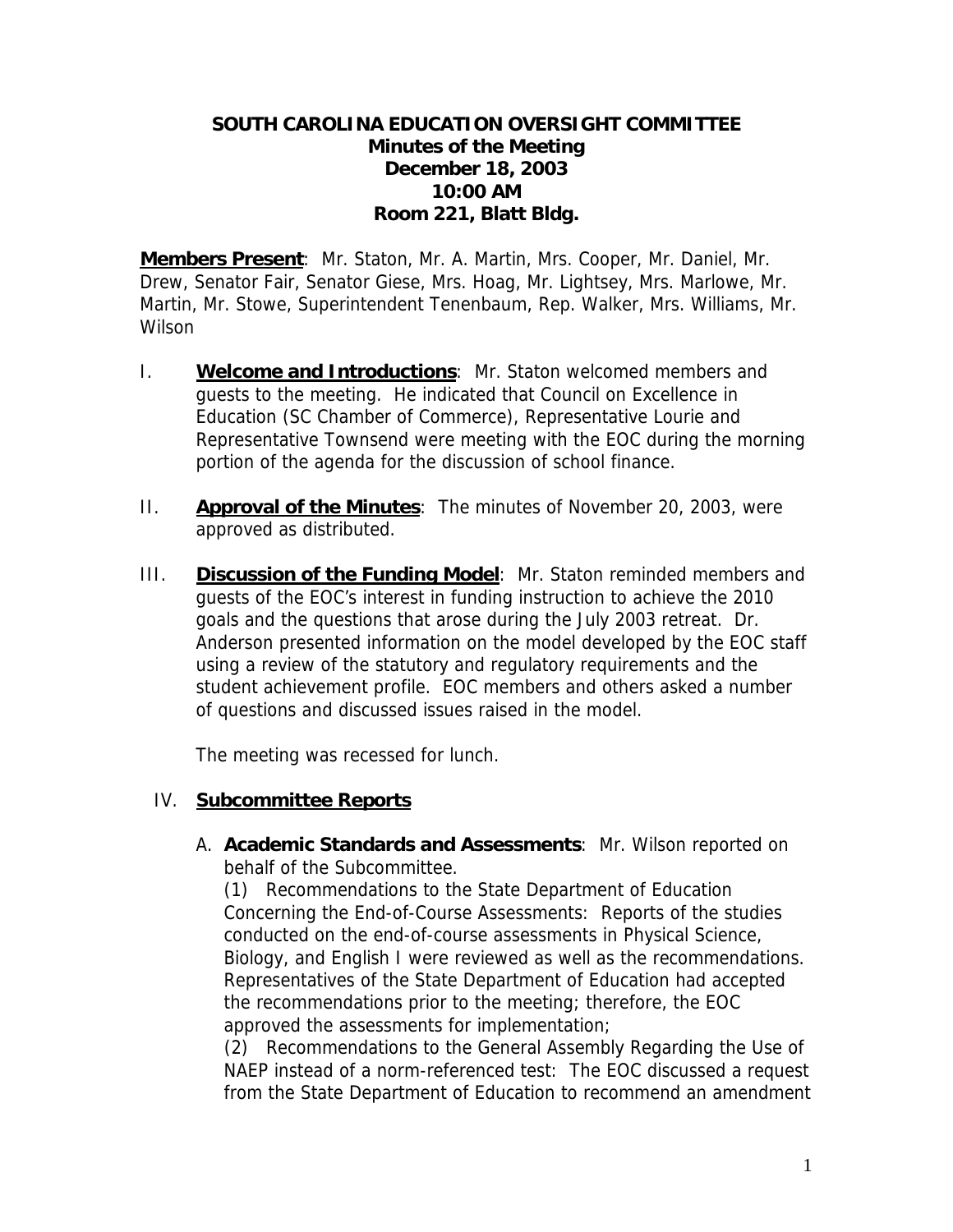# SOUTH CAROLINA EDUCATION OVERSIGHT COMMITTEE
## Minutes of the Meeting
## December 18, 2003
## 10:00 AM
## Room 221, Blatt Bldg.

**Members Present**: Mr. Staton, Mr. A. Martin, Mrs. Cooper, Mr. Daniel, Mr. Drew, Senator Fair, Senator Giese, Mrs. Hoag, Mr. Lightsey, Mrs. Marlowe, Mr. Martin, Mr. Stowe, Superintendent Tenenbaum, Rep. Walker, Mrs. Williams, Mr. Wilson

I. **Welcome and Introductions**: Mr. Staton welcomed members and guests to the meeting. He indicated that Council on Excellence in Education (SC Chamber of Commerce), Representative Lourie and Representative Townsend were meeting with the EOC during the morning portion of the agenda for the discussion of school finance.

II. **Approval of the Minutes**: The minutes of November 20, 2003, were approved as distributed.

III. **Discussion of the Funding Model**: Mr. Staton reminded members and guests of the EOC's interest in funding instruction to achieve the 2010 goals and the questions that arose during the July 2003 retreat. Dr. Anderson presented information on the model developed by the EOC staff using a review of the statutory and regulatory requirements and the student achievement profile. EOC members and others asked a number of questions and discussed issues raised in the model.

The meeting was recessed for lunch.

IV. **Subcommittee Reports**

A. **Academic Standards and Assessments**: Mr. Wilson reported on behalf of the Subcommittee.

(1) Recommendations to the State Department of Education Concerning the End-of-Course Assessments: Reports of the studies conducted on the end-of-course assessments in Physical Science, Biology, and English I were reviewed as well as the recommendations. Representatives of the State Department of Education had accepted the recommendations prior to the meeting; therefore, the EOC approved the assessments for implementation;

(2) Recommendations to the General Assembly Regarding the Use of NAEP instead of a norm-referenced test: The EOC discussed a request from the State Department of Education to recommend an amendment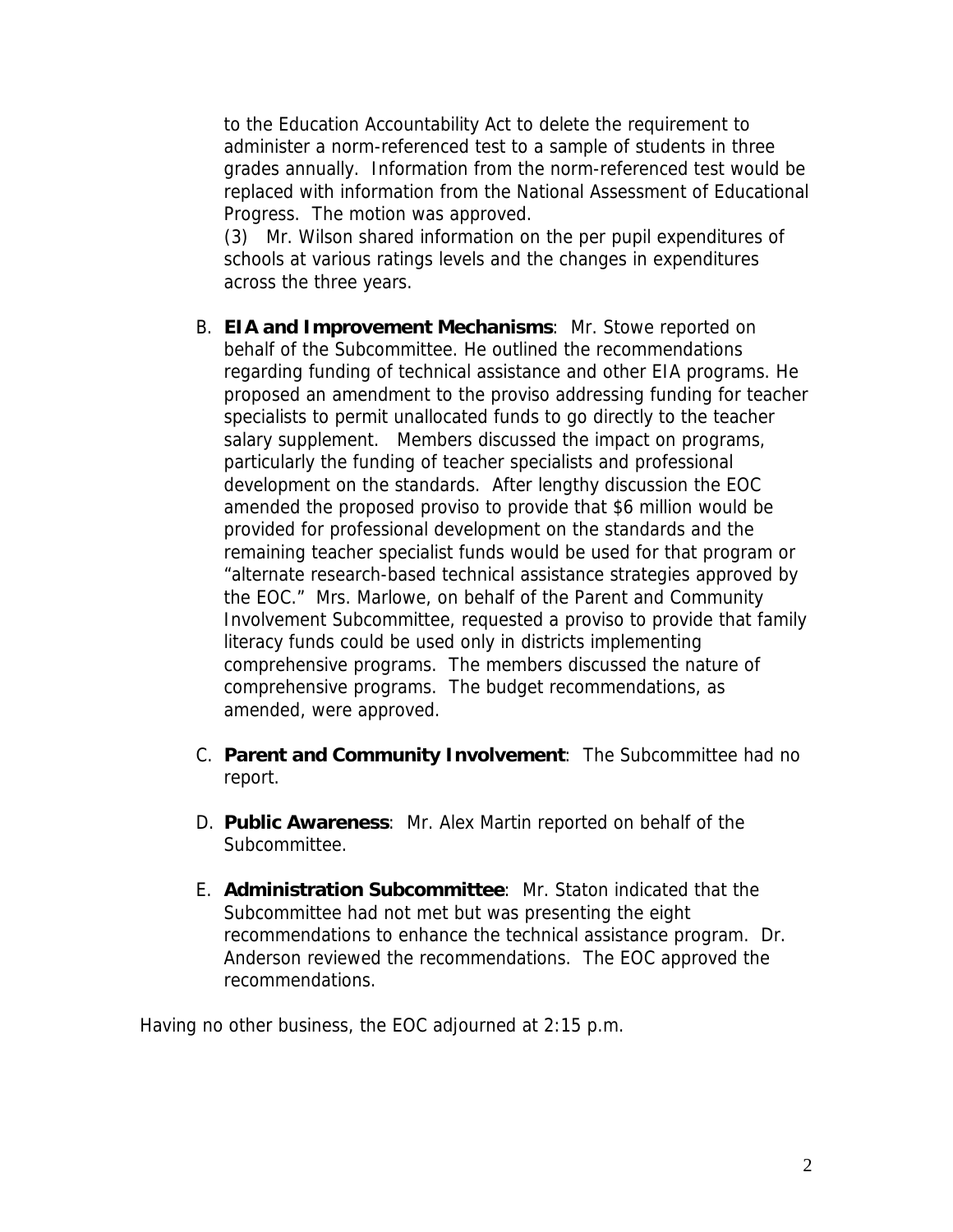to the Education Accountability Act to delete the requirement to administer a norm-referenced test to a sample of students in three grades annually. Information from the norm-referenced test would be replaced with information from the National Assessment of Educational Progress. The motion was approved.

(3) Mr. Wilson shared information on the per pupil expenditures of schools at various ratings levels and the changes in expenditures across the three years.

B. **EIA and Improvement Mechanisms**: Mr. Stowe reported on behalf of the Subcommittee. He outlined the recommendations regarding funding of technical assistance and other EIA programs. He proposed an amendment to the proviso addressing funding for teacher specialists to permit unallocated funds to go directly to the teacher salary supplement. Members discussed the impact on programs, particularly the funding of teacher specialists and professional development on the standards. After lengthy discussion the EOC amended the proposed proviso to provide that $6 million would be provided for professional development on the standards and the remaining teacher specialist funds would be used for that program or "alternate research-based technical assistance strategies approved by the EOC." Mrs. Marlowe, on behalf of the Parent and Community Involvement Subcommittee, requested a proviso to provide that family literacy funds could be used only in districts implementing comprehensive programs. The members discussed the nature of comprehensive programs. The budget recommendations, as amended, were approved.

C. **Parent and Community Involvement**: The Subcommittee had no report.

D. **Public Awareness**: Mr. Alex Martin reported on behalf of the Subcommittee.

E. **Administration Subcommittee**: Mr. Staton indicated that the Subcommittee had not met but was presenting the eight recommendations to enhance the technical assistance program. Dr. Anderson reviewed the recommendations. The EOC approved the recommendations.

Having no other business, the EOC adjourned at 2:15 p.m.